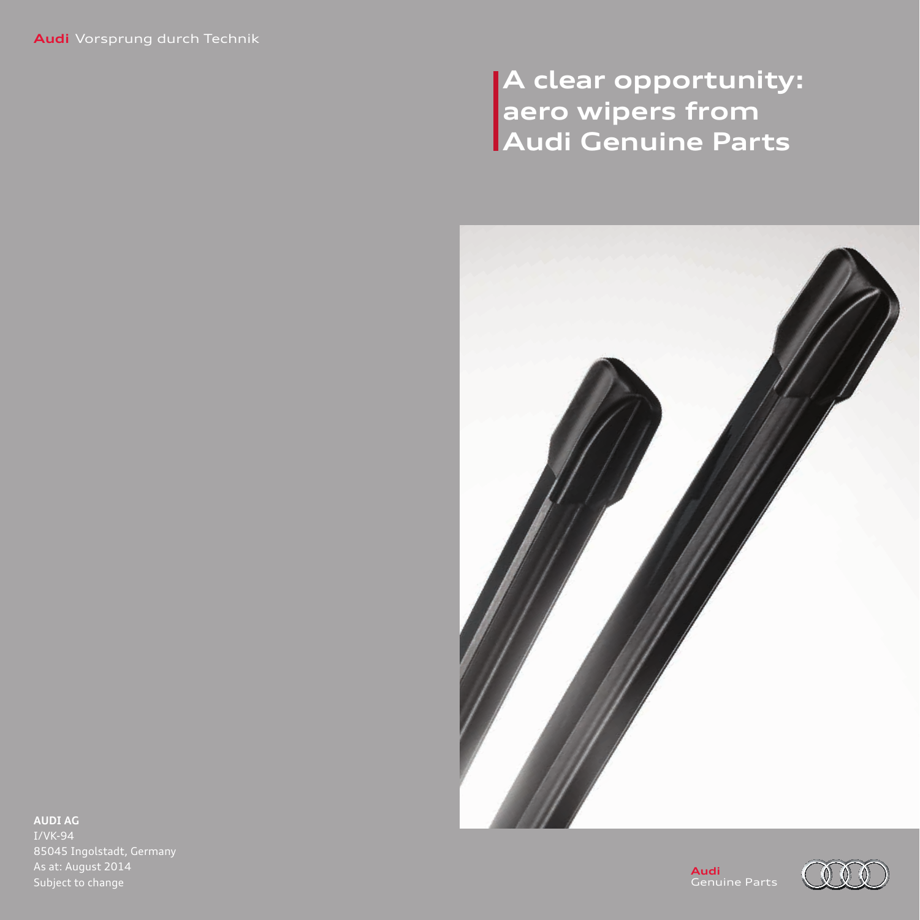Audi Vorsprung durch Technik

# A clear opportunity: aero wipers from Audi Genuine Parts

**AUDI AG**
I/VK-94
85045 Ingolstadt, Germany
As at: August 2014
Subject to change

Audi
Genuine Parts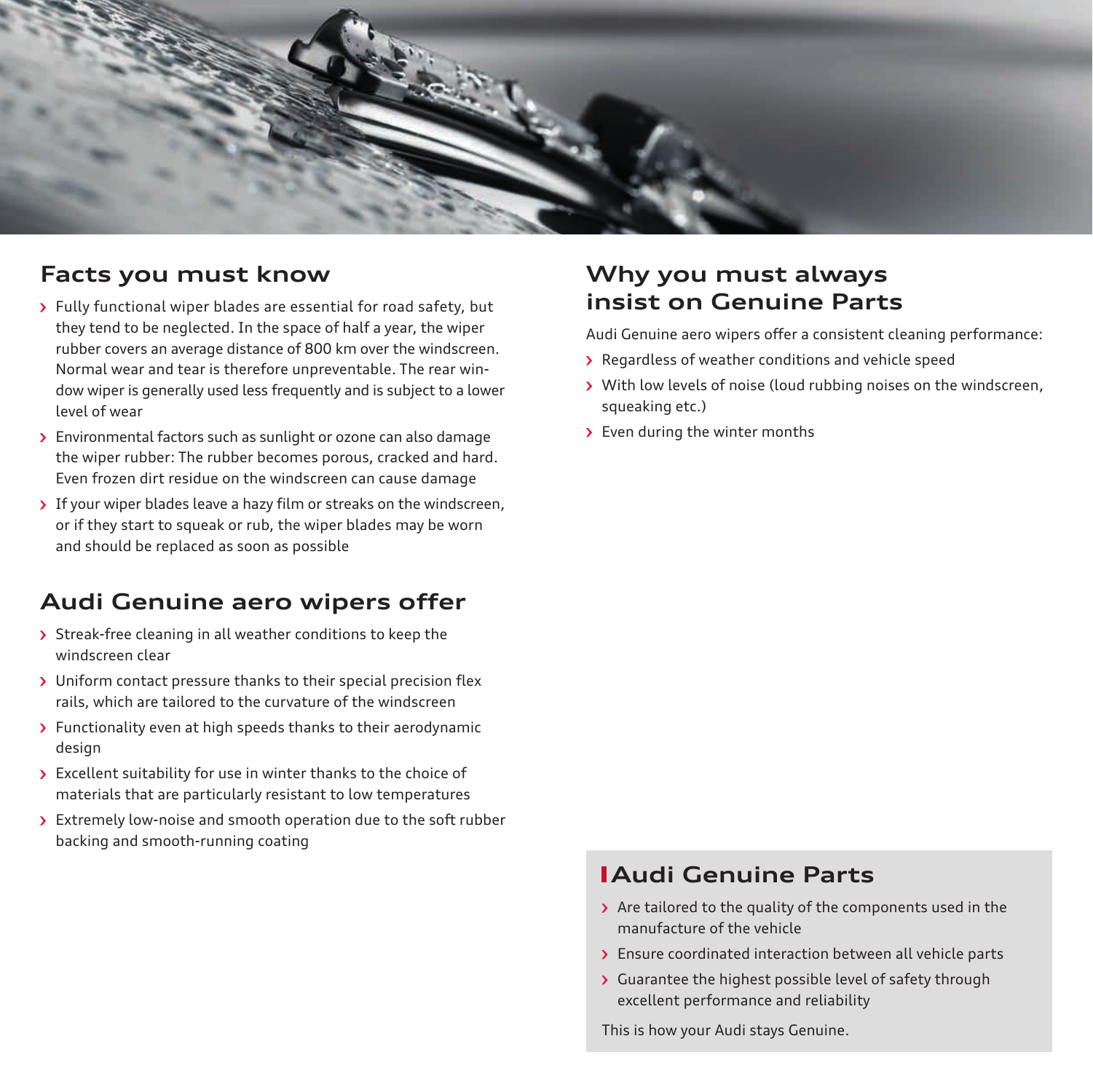## Facts you must know

- Fully functional wiper blades are essential for road safety, but they tend to be neglected. In the space of half a year, the wiper rubber covers an average distance of 800 km over the windscreen. Normal wear and tear is therefore unpreventable. The rear window wiper is generally used less frequently and is subject to a lower level of wear
- Environmental factors such as sunlight or ozone can also damage the wiper rubber: The rubber becomes porous, cracked and hard. Even frozen dirt residue on the windscreen can cause damage
- If your wiper blades leave a hazy film or streaks on the windscreen, or if they start to squeak or rub, the wiper blades may be worn and should be replaced as soon as possible

## Audi Genuine aero wipers offer

- Streak-free cleaning in all weather conditions to keep the windscreen clear
- Uniform contact pressure thanks to their special precision flex rails, which are tailored to the curvature of the windscreen
- Functionality even at high speeds thanks to their aerodynamic design
- Excellent suitability for use in winter thanks to the choice of materials that are particularly resistant to low temperatures
- Extremely low-noise and smooth operation due to the soft rubber backing and smooth-running coating

## Why you must always insist on Genuine Parts

Audi Genuine aero wipers offer a consistent cleaning performance:

- Regardless of weather conditions and vehicle speed
- With low levels of noise (loud rubbing noises on the windscreen, squeaking etc.)
- Even during the winter months

## Audi Genuine Parts

- Are tailored to the quality of the components used in the manufacture of the vehicle
- Ensure coordinated interaction between all vehicle parts
- Guarantee the highest possible level of safety through excellent performance and reliability

This is how your Audi stays Genuine.